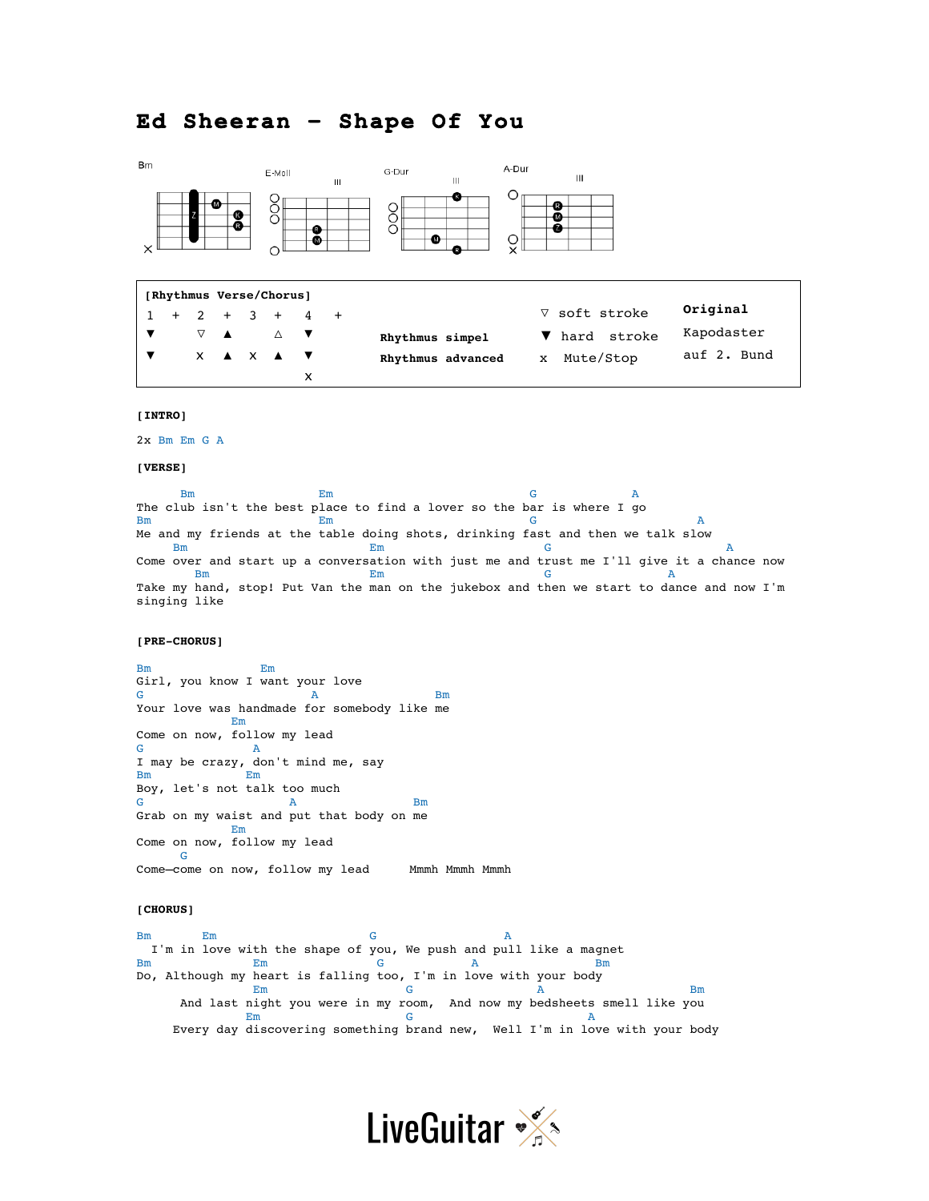# Ed Sheeran – Shape Of You

Bm  E-Moll  G-Dur  A-Dur

```
[Rhythmus Verse/Chorus]
1   +   2   +   3   +   4   +
▼       ▽   ▲       △   ▼        Rhythmus simpel     ▽ soft stroke     Original
▼       x   ▲   x   ▲   ▼        Rhythmus advanced   ▼ hard stroke     Kapodaster
                        x                            x Mute/Stop       auf 2. Bund
```

**[INTRO]**

2x Bm Em G A

**[VERSE]**

```
      Bm                 Em                            G             A
The club isn't the best place to find a lover so the bar is where I go
Bm                       Em                            G                      A
Me and my friends at the table doing shots, drinking fast and then we talk slow
     Bm                           Em                     G                        A
Come over and start up a conversation with just me and trust me I'll give it a chance now
        Bm                        Em                     G                A
Take my hand, stop! Put Van the man on the jukebox and then we start to dance and now I'm
singing like
```

**[PRE-CHORUS]**

```
Bm               Em
Girl, you know I want your love
G                        A                Bm
Your love was handmade for somebody like me
             Em
Come on now, follow my lead
G                A
I may be crazy, don't mind me, say
Bm                Em
Boy, let's not talk too much
G                     A                Bm
Grab on my waist and put that body on me
             Em
Come on now, follow my lead
      G
Come—come on now, follow my lead      Mmmh Mmmh Mmmh
```

**[CHORUS]**

```
Bm       Em                     G                  A
  I'm in love with the shape of you, We push and pull like a magnet
Bm                Em              G           A                Bm
Do, Although my heart is falling too, I'm in love with your body
                  Em                    G                  A                Bm
      And last night you were in my room,  And now my bedsheets smell like you
                 Em                     G                 A
     Every day discovering something brand new,  Well I'm in love with your body
```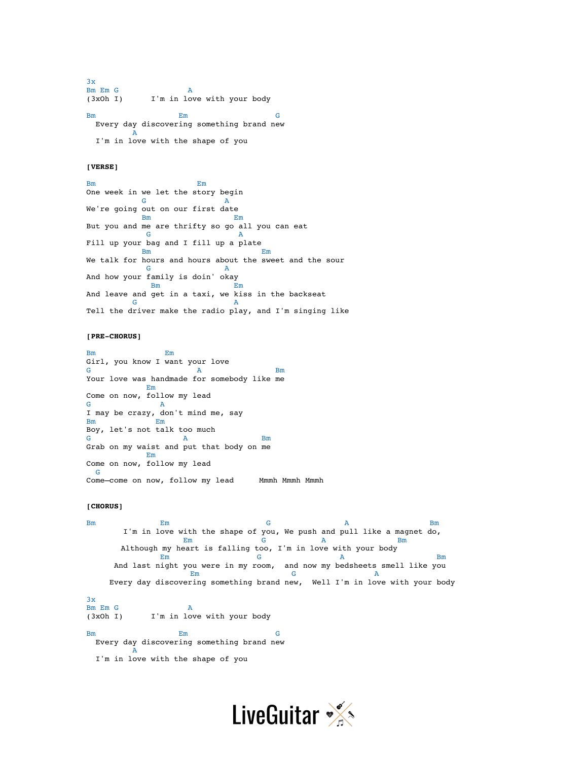```
3x
Bm Em G                A
(3xOh I)      I'm in love with your body

Bm                   Em                   G
  Every day discovering something brand new
          A
  I'm in love with the shape of you
```

**[VERSE]**

```
Bm                        Em
One week in we let the story begin
            G                 A
We're going out on our first date
             Bm                  Em
But you and me are thrifty so go all you can eat
             G                     A
Fill up your bag and I fill up a plate
             Bm                        Em
We talk for hours and hours about the sweet and the sour
             G                A
And how your family is doin' okay
              Bm                 Em
And leave and get in a taxi, we kiss in the backseat
          G                      A
Tell the driver make the radio play, and I'm singing like
```

**[PRE-CHORUS]**

```
Bm                Em
Girl, you know I want your love
G                        A                 Bm
Your love was handmade for somebody like me
              Em
Come on now, follow my lead
G                A
I may be crazy, don't mind me, say
Bm              Em
Boy, let's not talk too much
G                     A                Bm
Grab on my waist and put that body on me
              Em
Come on now, follow my lead
  G
Come—come on now, follow my lead      Mmmh Mmmh Mmmh
```

**[CHORUS]**

```
Bm              Em                     G                A                  Bm
        I'm in love with the shape of you, We push and pull like a magnet do,
                     Em                  G            A                Bm
       Although my heart is falling too, I'm in love with your body
                 Em                   G                  A                    Bm
      And last night you were in my room,  and now my bedsheets smell like you
                        Em                     G                 A
     Every day discovering something brand new,  Well I'm in love with your body
```

```
3x
Bm Em G                A
(3xOh I)      I'm in love with your body

Bm                   Em                   G
  Every day discovering something brand new
          A
  I'm in love with the shape of you
```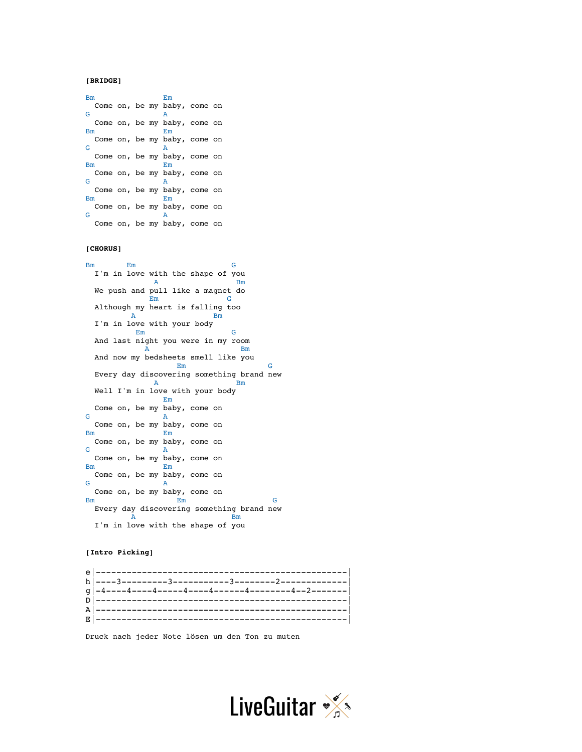**[BRIDGE]**

```
Bm                Em
  Come on, be my baby, come on
G                 A
  Come on, be my baby, come on
Bm                Em
  Come on, be my baby, come on
G                 A
  Come on, be my baby, come on
Bm                Em
  Come on, be my baby, come on
G                 A
  Come on, be my baby, come on
Bm                Em
  Come on, be my baby, come on
G                 A
  Come on, be my baby, come on
```

**[CHORUS]**

```
Bm       Em                     G
  I'm in love with the shape of you
               A                 Bm
  We push and pull like a magnet do
             Em                 G
  Although my heart is falling too
          A                   Bm
  I'm in love with your body
           Em                   G
  And last night you were in my room
             A                   Bm
  And now my bedsheets smell like you
                    Em                  G
  Every day discovering something brand new
               A                 Bm
  Well I'm in love with your body
                  Em
  Come on, be my baby, come on
G                 A
  Come on, be my baby, come on
Bm                Em
  Come on, be my baby, come on
G                 A
  Come on, be my baby, come on
Bm                Em
  Come on, be my baby, come on
G                 A
  Come on, be my baby, come on
Bm                  Em                  G
  Every day discovering something brand new
          A                      Bm
  I'm in love with the shape of you
```

**[Intro Picking]**

```
e|-------------------------------------------------------|
h|----3---------3-----------3--------2-------------------|
g|-4----4----4-----4----4------4--------4--2-------------|
D|-------------------------------------------------------|
A|-------------------------------------------------------|
E|-------------------------------------------------------|
```

Druck nach jeder Note lösen um den Ton zu muten